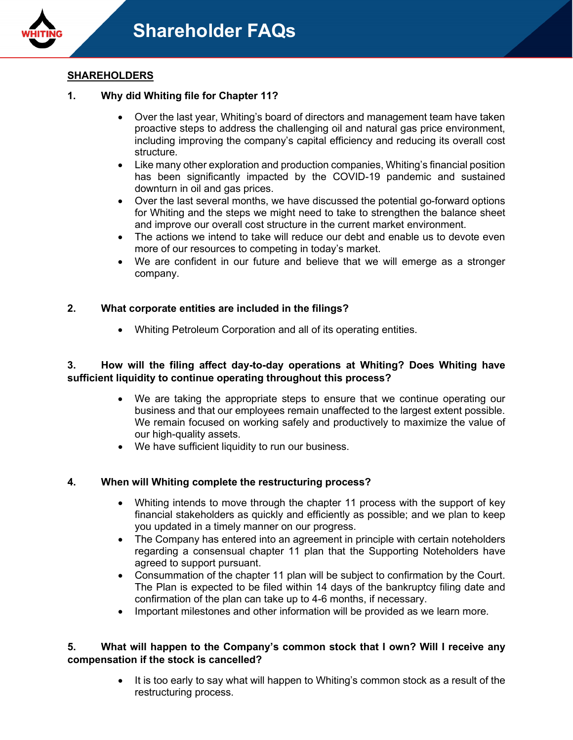# Shareholder FAQs

**SHAREHOLDERS**

**1. Why did Whiting file for Chapter 11?**

- Over the last year, Whiting's board of directors and management team have taken proactive steps to address the challenging oil and natural gas price environment, including improving the company's capital efficiency and reducing its overall cost structure.
- Like many other exploration and production companies, Whiting's financial position has been significantly impacted by the COVID-19 pandemic and sustained downturn in oil and gas prices.
- Over the last several months, we have discussed the potential go-forward options for Whiting and the steps we might need to take to strengthen the balance sheet and improve our overall cost structure in the current market environment.
- The actions we intend to take will reduce our debt and enable us to devote even more of our resources to competing in today's market.
- We are confident in our future and believe that we will emerge as a stronger company.

**2. What corporate entities are included in the filings?**

- Whiting Petroleum Corporation and all of its operating entities.

**3. How will the filing affect day-to-day operations at Whiting? Does Whiting have sufficient liquidity to continue operating throughout this process?**

- We are taking the appropriate steps to ensure that we continue operating our business and that our employees remain unaffected to the largest extent possible. We remain focused on working safely and productively to maximize the value of our high-quality assets.
- We have sufficient liquidity to run our business.

**4. When will Whiting complete the restructuring process?**

- Whiting intends to move through the chapter 11 process with the support of key financial stakeholders as quickly and efficiently as possible; and we plan to keep you updated in a timely manner on our progress.
- The Company has entered into an agreement in principle with certain noteholders regarding a consensual chapter 11 plan that the Supporting Noteholders have agreed to support pursuant.
- Consummation of the chapter 11 plan will be subject to confirmation by the Court. The Plan is expected to be filed within 14 days of the bankruptcy filing date and confirmation of the plan can take up to 4-6 months, if necessary.
- Important milestones and other information will be provided as we learn more.

**5. What will happen to the Company's common stock that I own? Will I receive any compensation if the stock is cancelled?**

- It is too early to say what will happen to Whiting's common stock as a result of the restructuring process.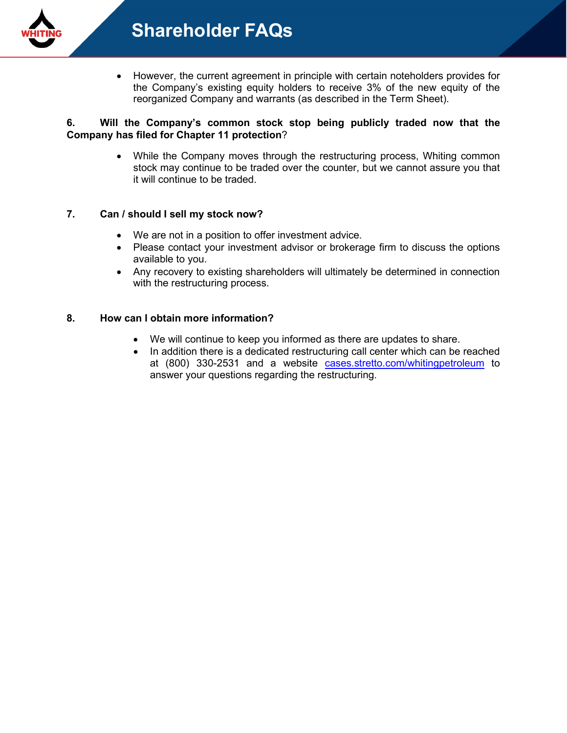- However, the current agreement in principle with certain noteholders provides for the Company's existing equity holders to receive 3% of the new equity of the reorganized Company and warrants (as described in the Term Sheet).

**6. Will the Company's common stock stop being publicly traded now that the Company has filed for Chapter 11 protection**?

- While the Company moves through the restructuring process, Whiting common stock may continue to be traded over the counter, but we cannot assure you that it will continue to be traded.

**7. Can / should I sell my stock now?**

- We are not in a position to offer investment advice.
- Please contact your investment advisor or brokerage firm to discuss the options available to you.
- Any recovery to existing shareholders will ultimately be determined in connection with the restructuring process.

**8. How can I obtain more information?**

- We will continue to keep you informed as there are updates to share.
- In addition there is a dedicated restructuring call center which can be reached at (800) 330-2531 and a website [cases.stretto.com/whitingpetroleum](cases.stretto.com/whitingpetroleum) to answer your questions regarding the restructuring.